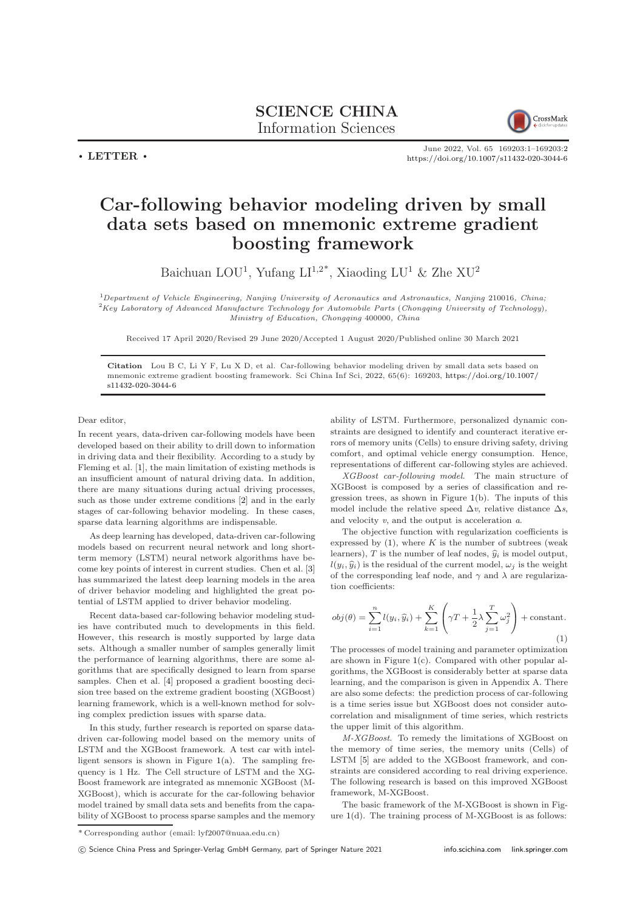**SCIENCE CHINA**
**Information Sciences**

• LETTER •

June 2022, Vol. 65 169203:1–169203:2
https://doi.org/10.1007/s11432-020-3044-6

# Car-following behavior modeling driven by small data sets based on mnemonic extreme gradient boosting framework

Baichuan LOU[1], Yufang LI[1,2*], Xiaoding LU[1] & Zhe XU[2]

[1]*Department of Vehicle Engineering, Nanjing University of Aeronautics and Astronautics, Nanjing 210016, China;*
[2]*Key Laboratory of Advanced Manufacture Technology for Automobile Parts (Chongqing University of Technology), Ministry of Education, Chongqing 400000, China*

Received 17 April 2020/Revised 29 June 2020/Accepted 1 August 2020/Published online 30 March 2021

**Citation** Lou B C, Li Y F, Lu X D, et al. Car-following behavior modeling driven by small data sets based on mnemonic extreme gradient boosting framework. Sci China Inf Sci, 2022, 65(6): 169203, https://doi.org/10.1007/s11432-020-3044-6

Dear editor,

In recent years, data-driven car-following models have been developed based on their ability to drill down to information in driving data and their flexibility. According to a study by Fleming et al. [1], the main limitation of existing methods is an insufficient amount of natural driving data. In addition, there are many situations during actual driving processes, such as those under extreme conditions [2] and in the early stages of car-following behavior modeling. In these cases, sparse data learning algorithms are indispensable.

As deep learning has developed, data-driven car-following models based on recurrent neural network and long short-term memory (LSTM) neural network algorithms have become key points of interest in current studies. Chen et al. [3] has summarized the latest deep learning models in the area of driver behavior modeling and highlighted the great potential of LSTM applied to driver behavior modeling.

Recent data-based car-following behavior modeling studies have contributed much to developments in this field. However, this research is mostly supported by large data sets. Although a smaller number of samples generally limit the performance of learning algorithms, there are some algorithms that are specifically designed to learn from sparse samples. Chen et al. [4] proposed a gradient boosting decision tree based on the extreme gradient boosting (XGBoost) learning framework, which is a well-known method for solving complex prediction issues with sparse data.

In this study, further research is reported on sparse data-driven car-following model based on the memory units of LSTM and the XGBoost framework. A test car with intelligent sensors is shown in Figure 1(a). The sampling frequency is 1 Hz. The Cell structure of LSTM and the XGBoost framework are integrated as mnemonic XGBoost (M-XGBoost), which is accurate for the car-following behavior model trained by small data sets and benefits from the capability of XGBoost to process sparse samples and the memory ability of LSTM. Furthermore, personalized dynamic constraints are designed to identify and counteract iterative errors of memory units (Cells) to ensure driving safety, driving comfort, and optimal vehicle energy consumption. Hence, representations of different car-following styles are achieved.

*XGBoost car-following model*. The main structure of XGBoost is composed by a series of classification and regression trees, as shown in Figure 1(b). The inputs of this model include the relative speed $\Delta v$, relative distance $\Delta s$, and velocity $v$, and the output is acceleration $a$.

The objective function with regularization coefficients is expressed by (1), where $K$ is the number of subtrees (weak learners), $T$ is the number of leaf nodes, $\widehat{y}_i$ is model output, $l(y_i, \widehat{y}_i)$ is the residual of the current model, $\omega_j$ is the weight of the corresponding leaf node, and $\gamma$ and $\lambda$ are regularization coefficients:

$$obj(\theta) = \sum_{i=1}^{n} l(y_i, \widehat{y}_i) + \sum_{k=1}^{K} \left( \gamma T + \frac{1}{2}\lambda \sum_{j=1}^{T} \omega_j^2 \right) + \text{constant}. \tag{1}$$

The processes of model training and parameter optimization are shown in Figure 1(c). Compared with other popular algorithms, the XGBoost is considerably better at sparse data learning, and the comparison is given in Appendix A. There are also some defects: the prediction process of car-following is a time series issue but XGBoost does not consider autocorrelation and misalignment of time series, which restricts the upper limit of this algorithm.

*M-XGBoost*. To remedy the limitations of XGBoost on the memory of time series, the memory units (Cells) of LSTM [5] are added to the XGBoost framework, and constraints are considered according to real driving experience. The following research is based on this improved XGBoost framework, M-XGBoost.

The basic framework of the M-XGBoost is shown in Figure 1(d). The training process of M-XGBoost is as follows:

\* Corresponding author (email: lyf2007@nuaa.edu.cn)

© Science China Press and Springer-Verlag GmbH Germany, part of Springer Nature 2021 info.scichina.com link.springer.com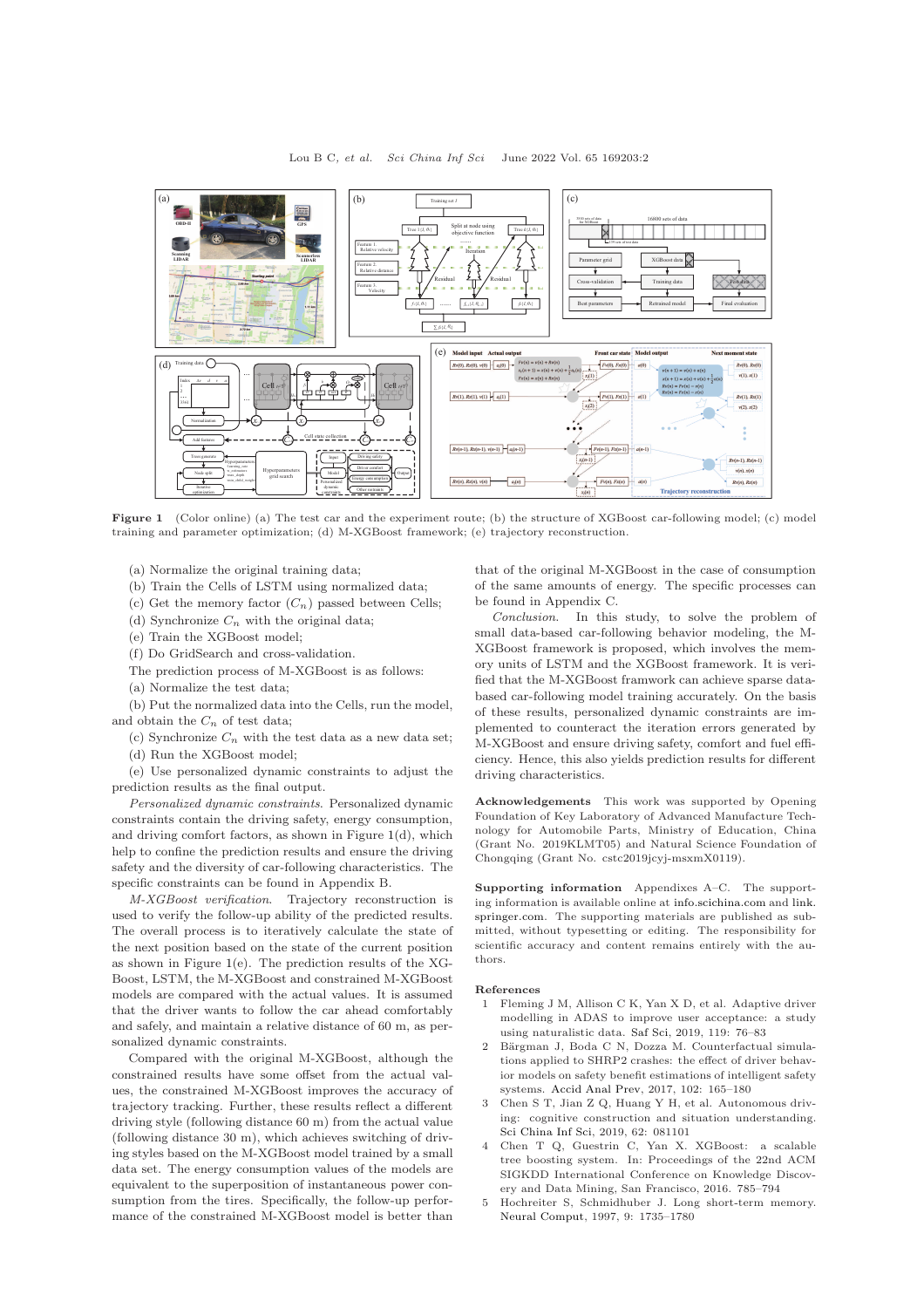Figure 1 (Color online) (a) The test car and the experiment route; (b) the structure of XGBoost car-following model; (c) model training and parameter optimization; (d) M-XGBoost framework; (e) trajectory reconstruction.

(a) Normalize the original training data;

(b) Train the Cells of LSTM using normalized data;

(c) Get the memory factor ($C_n$) passed between Cells;

(d) Synchronize $C_n$ with the original data;

(e) Train the XGBoost model;

(f) Do GridSearch and cross-validation.

The prediction process of M-XGBoost is as follows:

(a) Normalize the test data;

(b) Put the normalized data into the Cells, run the model, and obtain the $C_n$ of test data;

(c) Synchronize $C_n$ with the test data as a new data set;

(d) Run the XGBoost model;

(e) Use personalized dynamic constraints to adjust the prediction results as the final output.

*Personalized dynamic constraints.* Personalized dynamic constraints contain the driving safety, energy consumption, and driving comfort factors, as shown in Figure 1(d), which help to confine the prediction results and ensure the driving safety and the diversity of car-following characteristics. The specific constraints can be found in Appendix B.

*M-XGBoost verification.* Trajectory reconstruction is used to verify the follow-up ability of the predicted results. The overall process is to iteratively calculate the state of the next position based on the state of the current position as shown in Figure 1(e). The prediction results of the XGBoost, LSTM, the M-XGBoost and constrained M-XGBoost models are compared with the actual values. It is assumed that the driver wants to follow the car ahead comfortably and safely, and maintain a relative distance of 60 m, as personalized dynamic constraints.

Compared with the original M-XGBoost, although the constrained results have some offset from the actual values, the constrained M-XGBoost improves the accuracy of trajectory tracking. Further, these results reflect a different driving style (following distance 60 m) from the actual value (following distance 30 m), which achieves switching of driving styles based on the M-XGBoost model trained by a small data set. The energy consumption values of the models are equivalent to the superposition of instantaneous power consumption from the tires. Specifically, the follow-up performance of the constrained M-XGBoost model is better than that of the original M-XGBoost in the case of consumption of the same amounts of energy. The specific processes can be found in Appendix C.

*Conclusion.* In this study, to solve the problem of small data-based car-following behavior modeling, the M-XGBoost framework is proposed, which involves the memory units of LSTM and the XGBoost framework. It is verified that the M-XGBoost framwork can achieve sparse data-based car-following model training accurately. On the basis of these results, personalized dynamic constraints are implemented to counteract the iteration errors generated by M-XGBoost and ensure driving safety, comfort and fuel efficiency. Hence, this also yields prediction results for different driving characteristics.

**Acknowledgements** This work was supported by Opening Foundation of Key Laboratory of Advanced Manufacture Technology for Automobile Parts, Ministry of Education, China (Grant No. 2019KLMT05) and Natural Science Foundation of Chongqing (Grant No. cstc2019jcyj-msxmX0119).

**Supporting information** Appendixes A–C. The supporting information is available online at info.scichina.com and link.springer.com. The supporting materials are published as submitted, without typesetting or editing. The responsibility for scientific accuracy and content remains entirely with the authors.

## References

1 Fleming J M, Allison C K, Yan X D, et al. Adaptive driver modelling in ADAS to improve user acceptance: a study using naturalistic data. Saf Sci, 2019, 119: 76–83

2 Bärgman J, Boda C N, Dozza M. Counterfactual simulations applied to SHRP2 crashes: the effect of driver behavior models on safety benefit estimations of intelligent safety systems. Accid Anal Prev, 2017, 102: 165–180

3 Chen S T, Jian Z Q, Huang Y H, et al. Autonomous driving: cognitive construction and situation understanding. Sci China Inf Sci, 2019, 62: 081101

4 Chen T Q, Guestrin C, Yan X. XGBoost: a scalable tree boosting system. In: Proceedings of the 22nd ACM SIGKDD International Conference on Knowledge Discovery and Data Mining, San Francisco, 2016. 785–794

5 Hochreiter S, Schmidhuber J. Long short-term memory. Neural Comput, 1997, 9: 1735–1780